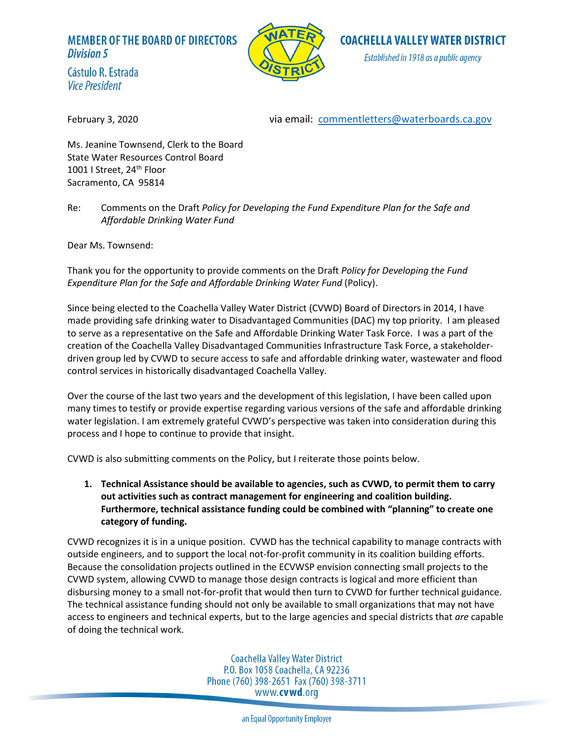**MEMBER OF THE BOARD OF DIRECTORS**
***Division 5***

Cástulo R. Estrada
*Vice President*

**COACHELLA VALLEY WATER DISTRICT**
*Established in 1918 as a public agency*

February 3, 2020 via email: commentletters@waterboards.ca.gov

Ms. Jeanine Townsend, Clerk to the Board
State Water Resources Control Board
1001 I Street, 24th Floor
Sacramento, CA 95814

Re: Comments on the Draft *Policy for Developing the Fund Expenditure Plan for the Safe and Affordable Drinking Water Fund*

Dear Ms. Townsend:

Thank you for the opportunity to provide comments on the Draft *Policy for Developing the Fund Expenditure Plan for the Safe and Affordable Drinking Water Fund* (Policy).

Since being elected to the Coachella Valley Water District (CVWD) Board of Directors in 2014, I have made providing safe drinking water to Disadvantaged Communities (DAC) my top priority. I am pleased to serve as a representative on the Safe and Affordable Drinking Water Task Force. I was a part of the creation of the Coachella Valley Disadvantaged Communities Infrastructure Task Force, a stakeholder-driven group led by CVWD to secure access to safe and affordable drinking water, wastewater and flood control services in historically disadvantaged Coachella Valley.

Over the course of the last two years and the development of this legislation, I have been called upon many times to testify or provide expertise regarding various versions of the safe and affordable drinking water legislation. I am extremely grateful CVWD's perspective was taken into consideration during this process and I hope to continue to provide that insight.

CVWD is also submitting comments on the Policy, but I reiterate those points below.

1. **Technical Assistance should be available to agencies, such as CVWD, to permit them to carry out activities such as contract management for engineering and coalition building. Furthermore, technical assistance funding could be combined with "planning" to create one category of funding.**

CVWD recognizes it is in a unique position. CVWD has the technical capability to manage contracts with outside engineers, and to support the local not-for-profit community in its coalition building efforts. Because the consolidation projects outlined in the ECVWSP envision connecting small projects to the CVWD system, allowing CVWD to manage those design contracts is logical and more efficient than disbursing money to a small not-for-profit that would then turn to CVWD for further technical guidance. The technical assistance funding should not only be available to small organizations that may not have access to engineers and technical experts, but to the large agencies and special districts that *are* capable of doing the technical work.

Coachella Valley Water District
P.O. Box 1058 Coachella, CA 92236
Phone (760) 398-2651 Fax (760) 398-3711
www.**cvwd**.org

an Equal Opportunity Employer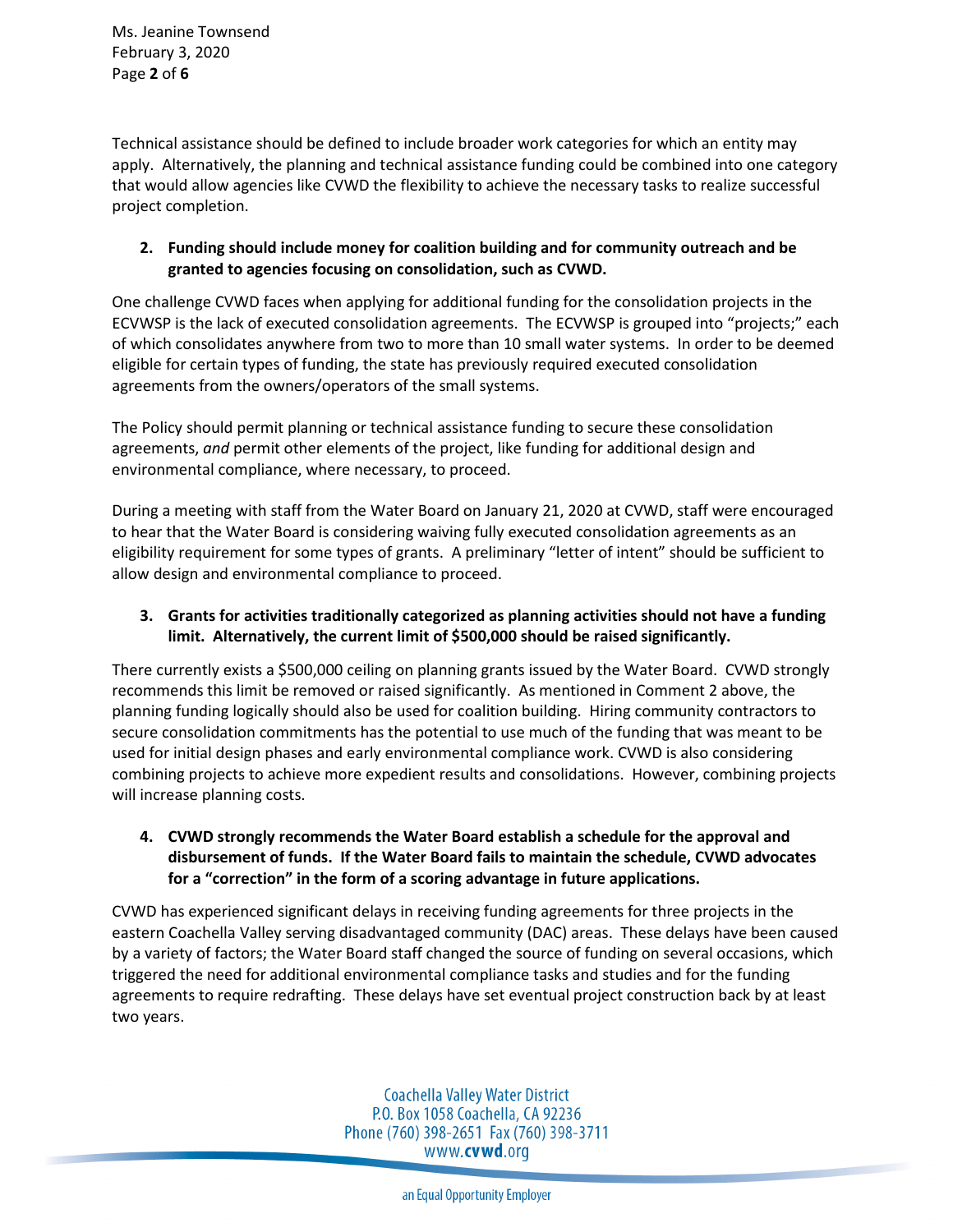Technical assistance should be defined to include broader work categories for which an entity may apply. Alternatively, the planning and technical assistance funding could be combined into one category that would allow agencies like CVWD the flexibility to achieve the necessary tasks to realize successful project completion.

2. **Funding should include money for coalition building and for community outreach and be granted to agencies focusing on consolidation, such as CVWD.**

One challenge CVWD faces when applying for additional funding for the consolidation projects in the ECVWSP is the lack of executed consolidation agreements. The ECVWSP is grouped into "projects;" each of which consolidates anywhere from two to more than 10 small water systems. In order to be deemed eligible for certain types of funding, the state has previously required executed consolidation agreements from the owners/operators of the small systems.

The Policy should permit planning or technical assistance funding to secure these consolidation agreements, *and* permit other elements of the project, like funding for additional design and environmental compliance, where necessary, to proceed.

During a meeting with staff from the Water Board on January 21, 2020 at CVWD, staff were encouraged to hear that the Water Board is considering waiving fully executed consolidation agreements as an eligibility requirement for some types of grants. A preliminary "letter of intent" should be sufficient to allow design and environmental compliance to proceed.

3. **Grants for activities traditionally categorized as planning activities should not have a funding limit. Alternatively, the current limit of $500,000 should be raised significantly.**

There currently exists a $500,000 ceiling on planning grants issued by the Water Board. CVWD strongly recommends this limit be removed or raised significantly. As mentioned in Comment 2 above, the planning funding logically should also be used for coalition building. Hiring community contractors to secure consolidation commitments has the potential to use much of the funding that was meant to be used for initial design phases and early environmental compliance work. CVWD is also considering combining projects to achieve more expedient results and consolidations. However, combining projects will increase planning costs.

4. **CVWD strongly recommends the Water Board establish a schedule for the approval and disbursement of funds. If the Water Board fails to maintain the schedule, CVWD advocates for a "correction" in the form of a scoring advantage in future applications.**

CVWD has experienced significant delays in receiving funding agreements for three projects in the eastern Coachella Valley serving disadvantaged community (DAC) areas. These delays have been caused by a variety of factors; the Water Board staff changed the source of funding on several occasions, which triggered the need for additional environmental compliance tasks and studies and for the funding agreements to require redrafting. These delays have set eventual project construction back by at least two years.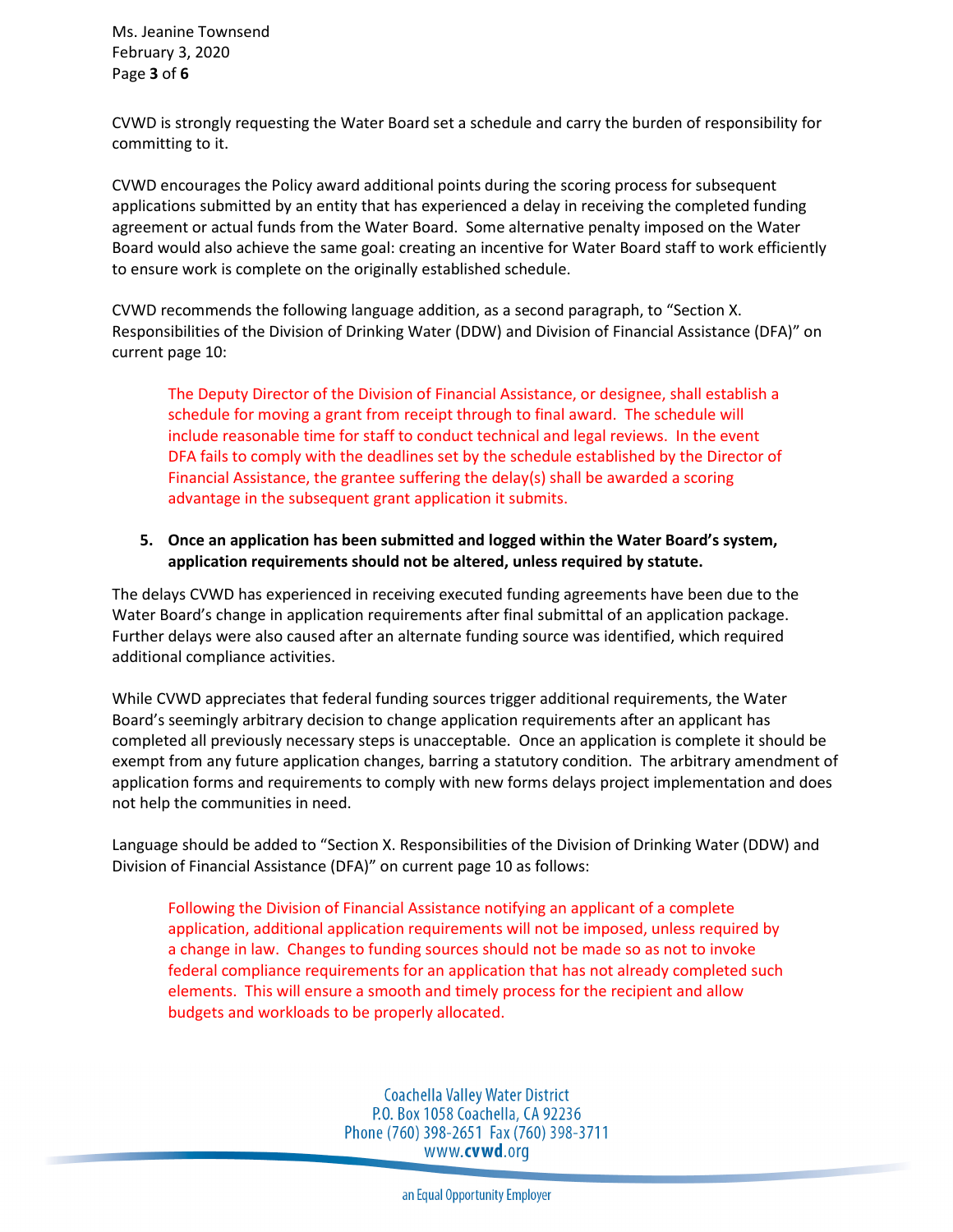CVWD is strongly requesting the Water Board set a schedule and carry the burden of responsibility for committing to it.

CVWD encourages the Policy award additional points during the scoring process for subsequent applications submitted by an entity that has experienced a delay in receiving the completed funding agreement or actual funds from the Water Board. Some alternative penalty imposed on the Water Board would also achieve the same goal: creating an incentive for Water Board staff to work efficiently to ensure work is complete on the originally established schedule.

CVWD recommends the following language addition, as a second paragraph, to "Section X. Responsibilities of the Division of Drinking Water (DDW) and Division of Financial Assistance (DFA)" on current page 10:

> The Deputy Director of the Division of Financial Assistance, or designee, shall establish a schedule for moving a grant from receipt through to final award. The schedule will include reasonable time for staff to conduct technical and legal reviews. In the event DFA fails to comply with the deadlines set by the schedule established by the Director of Financial Assistance, the grantee suffering the delay(s) shall be awarded a scoring advantage in the subsequent grant application it submits.

5. **Once an application has been submitted and logged within the Water Board's system, application requirements should not be altered, unless required by statute.**

The delays CVWD has experienced in receiving executed funding agreements have been due to the Water Board's change in application requirements after final submittal of an application package. Further delays were also caused after an alternate funding source was identified, which required additional compliance activities.

While CVWD appreciates that federal funding sources trigger additional requirements, the Water Board's seemingly arbitrary decision to change application requirements after an applicant has completed all previously necessary steps is unacceptable. Once an application is complete it should be exempt from any future application changes, barring a statutory condition. The arbitrary amendment of application forms and requirements to comply with new forms delays project implementation and does not help the communities in need.

Language should be added to "Section X. Responsibilities of the Division of Drinking Water (DDW) and Division of Financial Assistance (DFA)" on current page 10 as follows:

> Following the Division of Financial Assistance notifying an applicant of a complete application, additional application requirements will not be imposed, unless required by a change in law. Changes to funding sources should not be made so as not to invoke federal compliance requirements for an application that has not already completed such elements. This will ensure a smooth and timely process for the recipient and allow budgets and workloads to be properly allocated.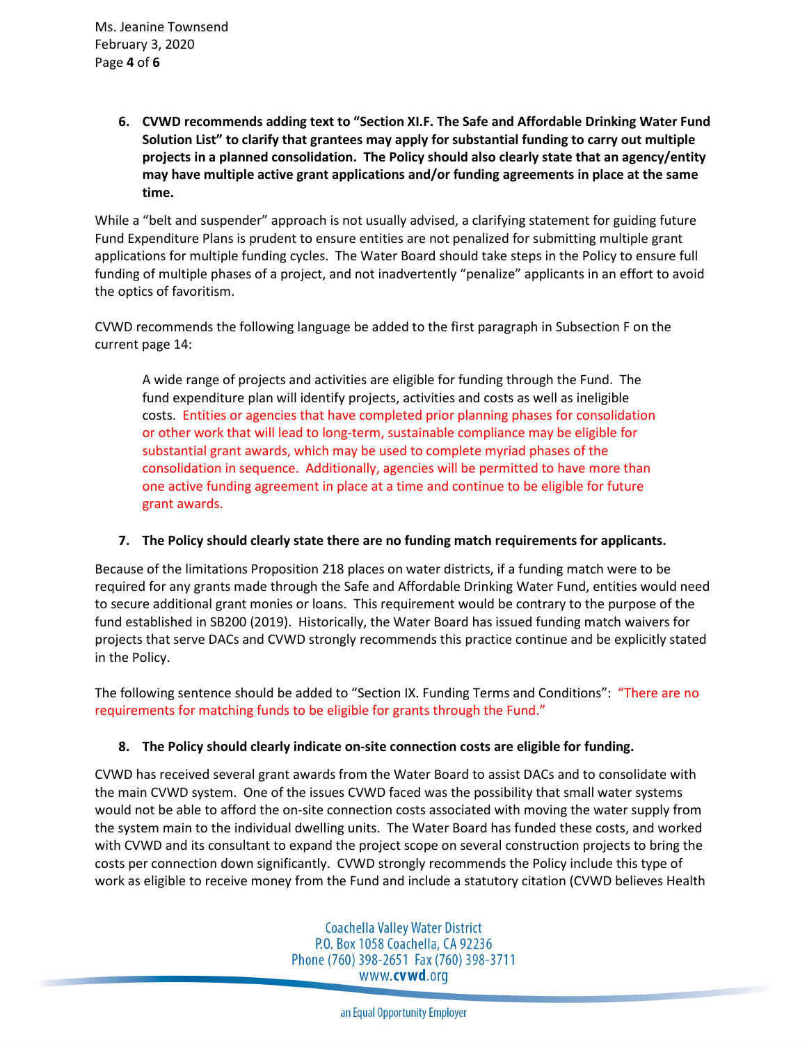6. **CVWD recommends adding text to "Section XI.F. The Safe and Affordable Drinking Water Fund Solution List" to clarify that grantees may apply for substantial funding to carry out multiple projects in a planned consolidation. The Policy should also clearly state that an agency/entity may have multiple active grant applications and/or funding agreements in place at the same time.**

While a "belt and suspender" approach is not usually advised, a clarifying statement for guiding future Fund Expenditure Plans is prudent to ensure entities are not penalized for submitting multiple grant applications for multiple funding cycles. The Water Board should take steps in the Policy to ensure full funding of multiple phases of a project, and not inadvertently "penalize" applicants in an effort to avoid the optics of favoritism.

CVWD recommends the following language be added to the first paragraph in Subsection F on the current page 14:

> A wide range of projects and activities are eligible for funding through the Fund. The fund expenditure plan will identify projects, activities and costs as well as ineligible costs. Entities or agencies that have completed prior planning phases for consolidation or other work that will lead to long-term, sustainable compliance may be eligible for substantial grant awards, which may be used to complete myriad phases of the consolidation in sequence. Additionally, agencies will be permitted to have more than one active funding agreement in place at a time and continue to be eligible for future grant awards.

7. **The Policy should clearly state there are no funding match requirements for applicants.**

Because of the limitations Proposition 218 places on water districts, if a funding match were to be required for any grants made through the Safe and Affordable Drinking Water Fund, entities would need to secure additional grant monies or loans. This requirement would be contrary to the purpose of the fund established in SB200 (2019). Historically, the Water Board has issued funding match waivers for projects that serve DACs and CVWD strongly recommends this practice continue and be explicitly stated in the Policy.

The following sentence should be added to "Section IX. Funding Terms and Conditions": "There are no requirements for matching funds to be eligible for grants through the Fund."

8. **The Policy should clearly indicate on-site connection costs are eligible for funding.**

CVWD has received several grant awards from the Water Board to assist DACs and to consolidate with the main CVWD system. One of the issues CVWD faced was the possibility that small water systems would not be able to afford the on-site connection costs associated with moving the water supply from the system main to the individual dwelling units. The Water Board has funded these costs, and worked with CVWD and its consultant to expand the project scope on several construction projects to bring the costs per connection down significantly. CVWD strongly recommends the Policy include this type of work as eligible to receive money from the Fund and include a statutory citation (CVWD believes Health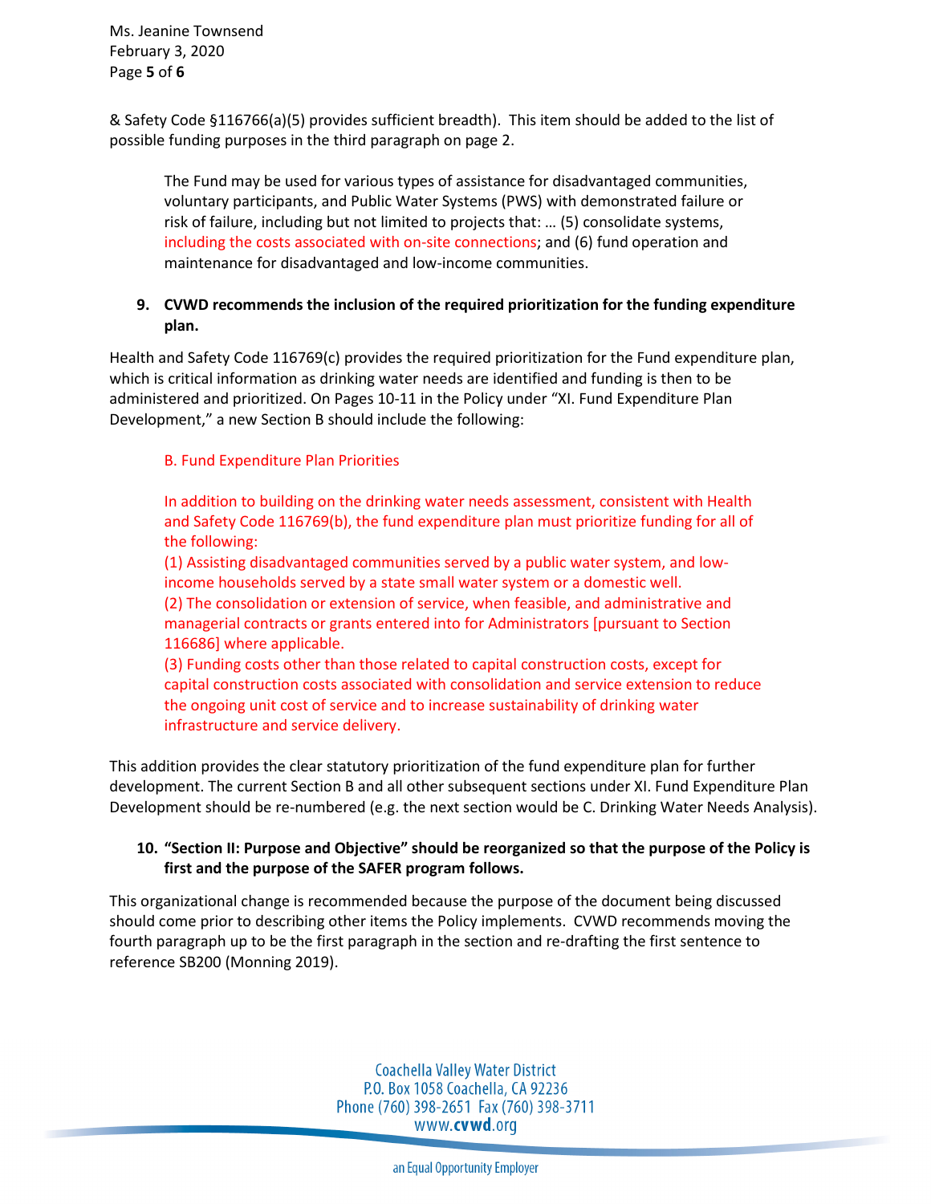& Safety Code §116766(a)(5) provides sufficient breadth). This item should be added to the list of possible funding purposes in the third paragraph on page 2.

> The Fund may be used for various types of assistance for disadvantaged communities, voluntary participants, and Public Water Systems (PWS) with demonstrated failure or risk of failure, including but not limited to projects that: … (5) consolidate systems, including the costs associated with on-site connections; and (6) fund operation and maintenance for disadvantaged and low-income communities.

**9. CVWD recommends the inclusion of the required prioritization for the funding expenditure plan.**

Health and Safety Code 116769(c) provides the required prioritization for the Fund expenditure plan, which is critical information as drinking water needs are identified and funding is then to be administered and prioritized. On Pages 10-11 in the Policy under "XI. Fund Expenditure Plan Development," a new Section B should include the following:

> B. Fund Expenditure Plan Priorities
>
> In addition to building on the drinking water needs assessment, consistent with Health and Safety Code 116769(b), the fund expenditure plan must prioritize funding for all of the following:
> (1) Assisting disadvantaged communities served by a public water system, and low-income households served by a state small water system or a domestic well.
> (2) The consolidation or extension of service, when feasible, and administrative and managerial contracts or grants entered into for Administrators [pursuant to Section 116686] where applicable.
> (3) Funding costs other than those related to capital construction costs, except for capital construction costs associated with consolidation and service extension to reduce the ongoing unit cost of service and to increase sustainability of drinking water infrastructure and service delivery.

This addition provides the clear statutory prioritization of the fund expenditure plan for further development. The current Section B and all other subsequent sections under XI. Fund Expenditure Plan Development should be re-numbered (e.g. the next section would be C. Drinking Water Needs Analysis).

**10. "Section II: Purpose and Objective" should be reorganized so that the purpose of the Policy is first and the purpose of the SAFER program follows.**

This organizational change is recommended because the purpose of the document being discussed should come prior to describing other items the Policy implements. CVWD recommends moving the fourth paragraph up to be the first paragraph in the section and re-drafting the first sentence to reference SB200 (Monning 2019).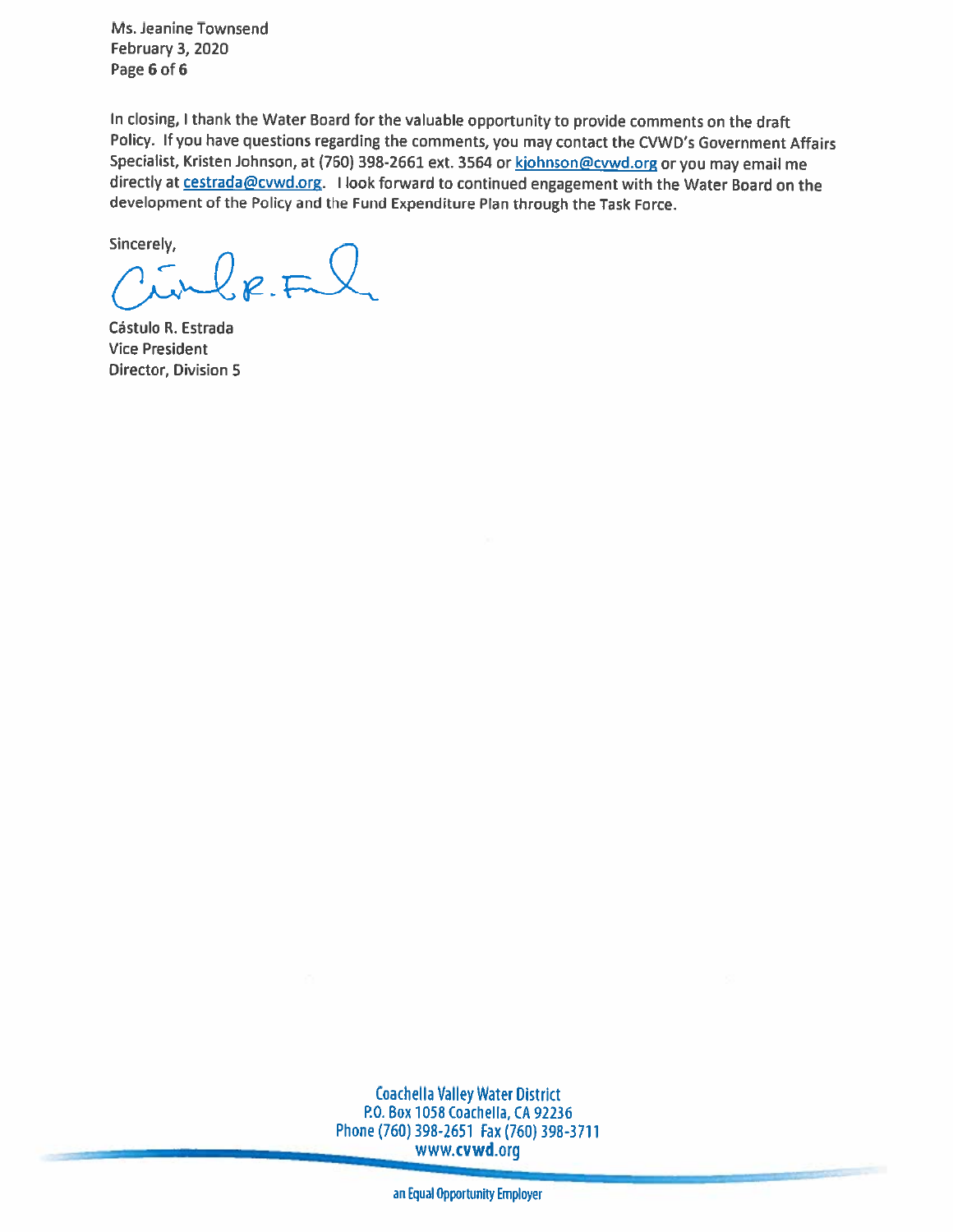In closing, I thank the Water Board for the valuable opportunity to provide comments on the draft Policy. If you have questions regarding the comments, you may contact the CVWD's Government Affairs Specialist, Kristen Johnson, at (760) 398-2661 ext. 3564 or kjohnson@cvwd.org or you may email me directly at cestrada@cvwd.org. I look forward to continued engagement with the Water Board on the development of the Policy and the Fund Expenditure Plan through the Task Force.

Sincerely,

Cástulo R. Estrada
Vice President
Director, Division 5

Coachella Valley Water District
P.O. Box 1058 Coachella, CA 92236
Phone (760) 398-2651 Fax (760) 398-3711
www.cvwd.org

an Equal Opportunity Employer